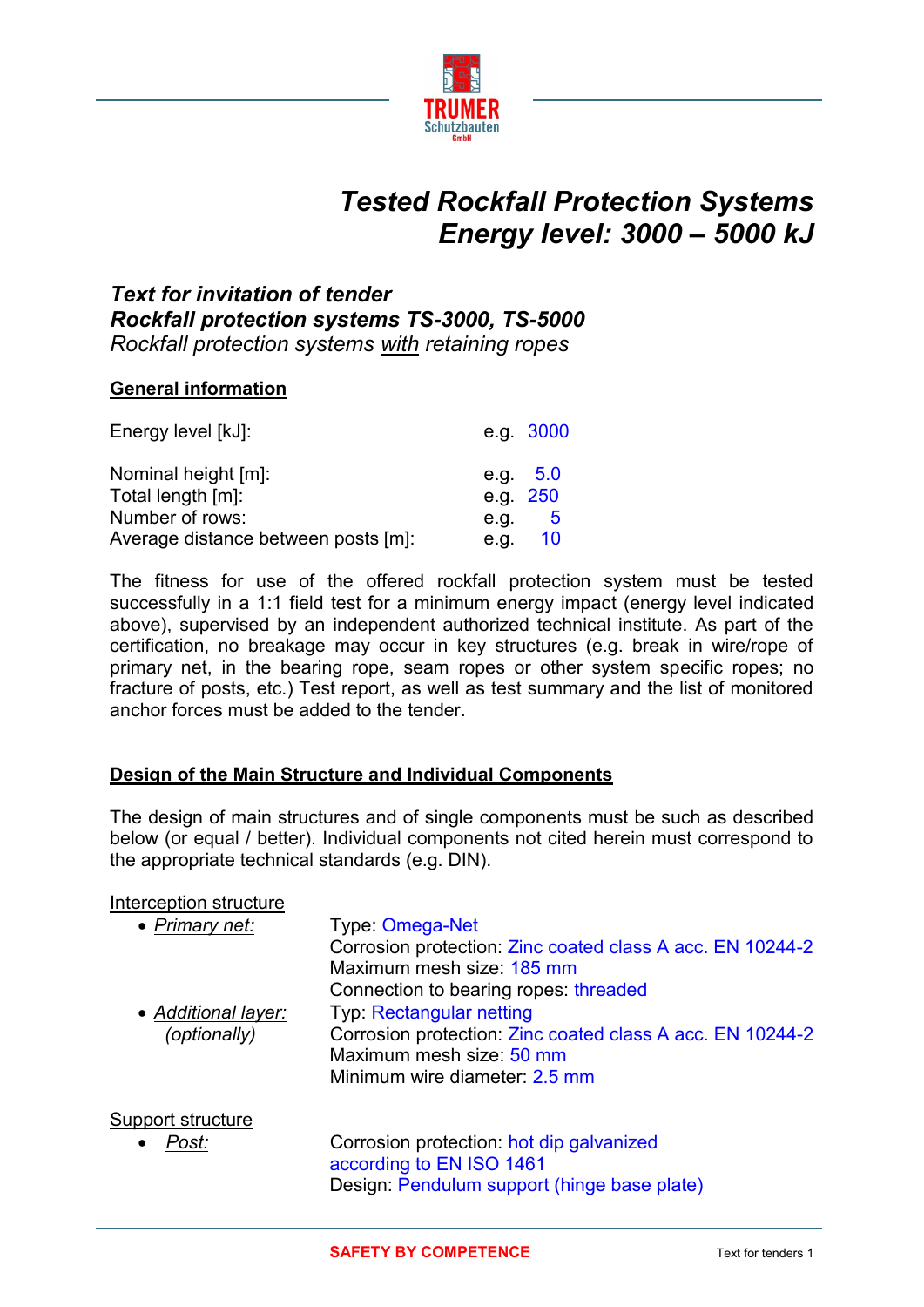# Tested Rockfall Protection Systems
# Energy level: 3000 – 5000 kJ

### *Text for invitation of tender*
### *Rockfall protection systems TS-3000, TS-5000*
*Rockfall protection systems with retaining ropes*

## General information

| | |
|---|---|
| Energy level [kJ]: | e.g. 3000 |
| Nominal height [m]: | e.g. 5.0 |
| Total length [m]: | e.g. 250 |
| Number of rows: | e.g. 5 |
| Average distance between posts [m]: | e.g. 10 |

The fitness for use of the offered rockfall protection system must be tested successfully in a 1:1 field test for a minimum energy impact (energy level indicated above), supervised by an independent authorized technical institute. As part of the certification, no breakage may occur in key structures (e.g. break in wire/rope of primary net, in the bearing rope, seam ropes or other system specific ropes; no fracture of posts, etc.) Test report, as well as test summary and the list of monitored anchor forces must be added to the tender.

## Design of the Main Structure and Individual Components

The design of main structures and of single components must be such as described below (or equal / better). Individual components not cited herein must correspond to the appropriate technical standards (e.g. DIN).

Interception structure

- *Primary net:*
  Type: Omega-Net
  Corrosion protection: Zinc coated class A acc. EN 10244-2
  Maximum mesh size: 185 mm
  Connection to bearing ropes: threaded
- *Additional layer:* *(optionally)*
  Typ: Rectangular netting
  Corrosion protection: Zinc coated class A acc. EN 10244-2
  Maximum mesh size: 50 mm
  Minimum wire diameter: 2.5 mm

Support structure

- *Post:*
  Corrosion protection: hot dip galvanized according to EN ISO 1461
  Design: Pendulum support (hinge base plate)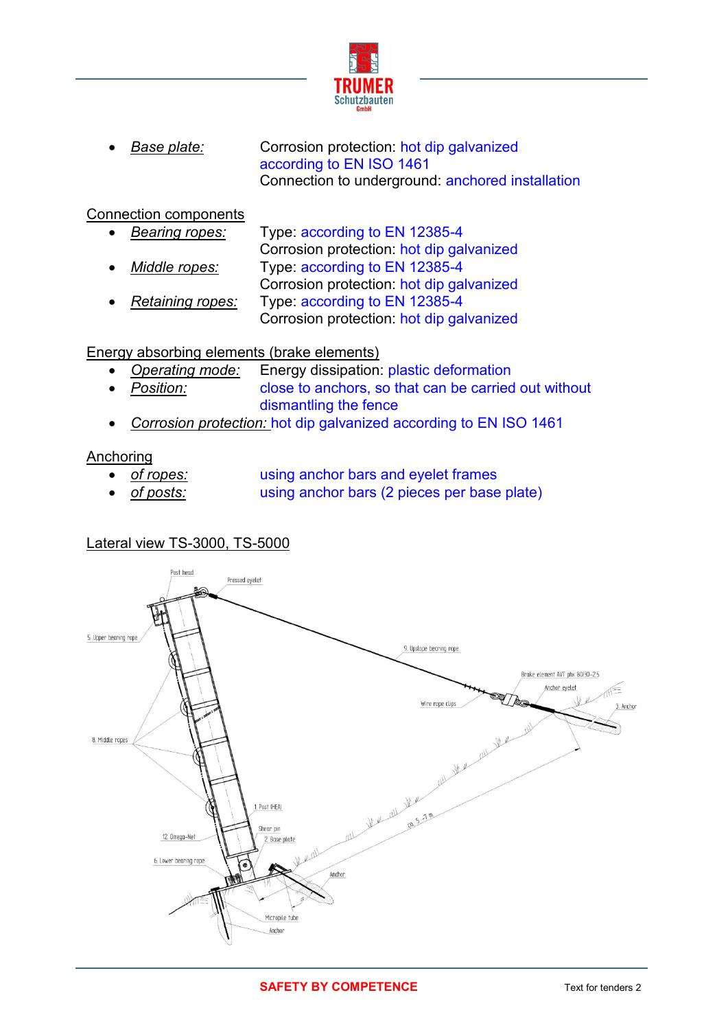- *Base plate:* Corrosion protection: hot dip galvanized according to EN ISO 1461
  Connection to underground: anchored installation

Connection components

- *Bearing ropes:* Type: according to EN 12385-4
  Corrosion protection: hot dip galvanized
- *Middle ropes:* Type: according to EN 12385-4
  Corrosion protection: hot dip galvanized
- *Retaining ropes:* Type: according to EN 12385-4
  Corrosion protection: hot dip galvanized

Energy absorbing elements (brake elements)

- *Operating mode:* Energy dissipation: plastic deformation
- *Position:* close to anchors, so that can be carried out without dismantling the fence
- *Corrosion protection:* hot dip galvanized according to EN ISO 1461

Anchoring

- *of ropes:* using anchor bars and eyelet frames
- *of posts:* using anchor bars (2 pieces per base plate)

Lateral view TS-3000, TS-5000

Post head
Pressed eyelet
5. Upper bearing rope
9. Upslope bearing rope
Brake element AVT plus 80/30-2,5
Anchor eyelet
Wire rope clips
3. Anchor
8. Middle ropes
1. Post (HEA)
Shear pin
2. Base plate
12. Omega-Net
6. Lower bearing rope
ca. 5 - 7 m
Anchor
Micropile tube
Anchor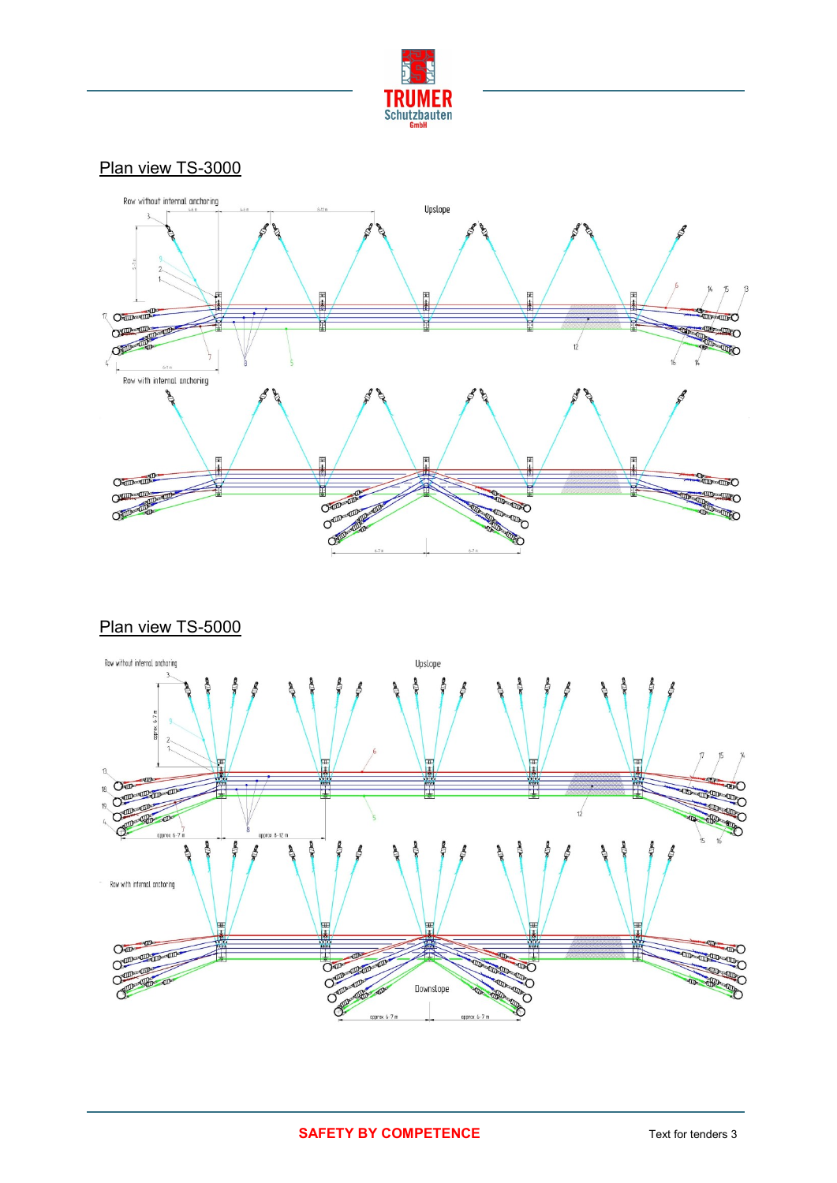## Plan view TS-3000

Row without internal anchoring

Upslope

Row with internal anchoring

## Plan view TS-5000

Row without internal anchoring

Upslope

Row with internal anchoring

Downslope